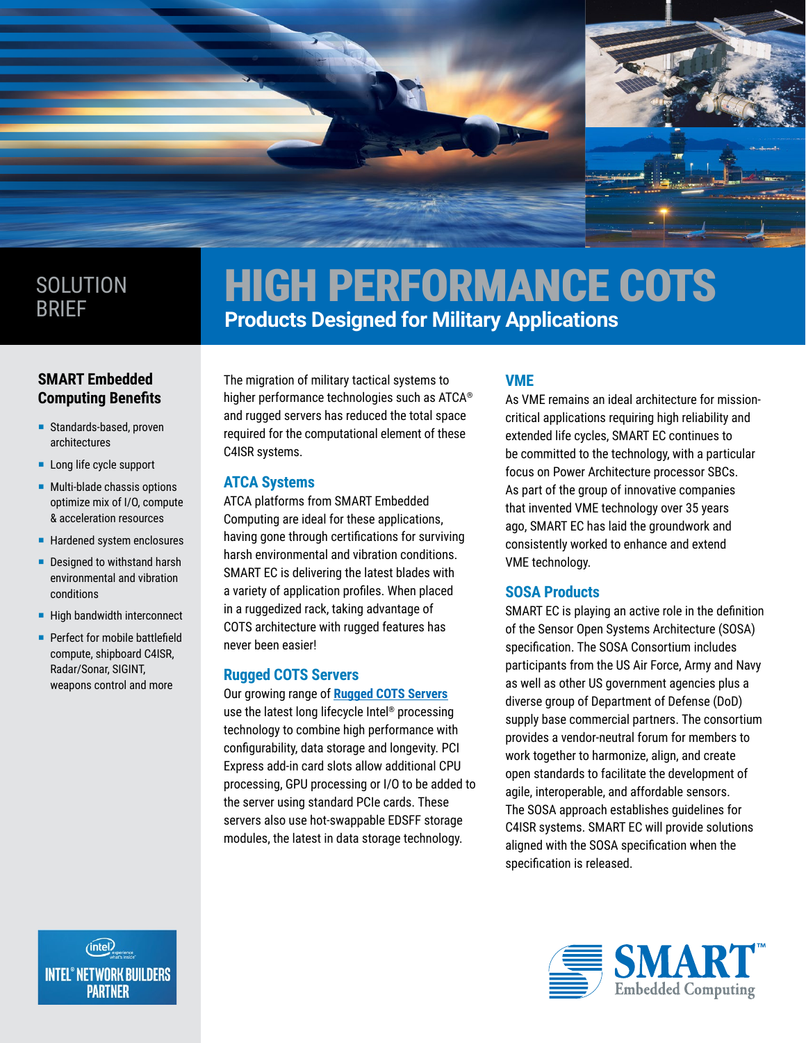SOLUTION BRIEF

# HIGH PERFORMANCE COTS

## Products Designed for Military Applications

### SMART Embedded Computing Benefits

- Standards-based, proven architectures
- Long life cycle support
- Multi-blade chassis options optimize mix of I/O, compute & acceleration resources
- Hardened system enclosures
- Designed to withstand harsh environmental and vibration conditions
- High bandwidth interconnect
- Perfect for mobile battlefield compute, shipboard C4ISR, Radar/Sonar, SIGINT, weapons control and more

The migration of military tactical systems to higher performance technologies such as ATCA® and rugged servers has reduced the total space required for the computational element of these C4ISR systems.

### ATCA Systems

ATCA platforms from SMART Embedded Computing are ideal for these applications, having gone through certifications for surviving harsh environmental and vibration conditions. SMART EC is delivering the latest blades with a variety of application profiles. When placed in a ruggedized rack, taking advantage of COTS architecture with rugged features has never been easier!

### Rugged COTS Servers

Our growing range of **Rugged COTS Servers** use the latest long lifecycle Intel® processing technology to combine high performance with configurability, data storage and longevity. PCI Express add-in card slots allow additional CPU processing, GPU processing or I/O to be added to the server using standard PCIe cards. These servers also use hot-swappable EDSFF storage modules, the latest in data storage technology.

### VME

As VME remains an ideal architecture for mission-critical applications requiring high reliability and extended life cycles, SMART EC continues to be committed to the technology, with a particular focus on Power Architecture processor SBCs. As part of the group of innovative companies that invented VME technology over 35 years ago, SMART EC has laid the groundwork and consistently worked to enhance and extend VME technology.

### SOSA Products

SMART EC is playing an active role in the definition of the Sensor Open Systems Architecture (SOSA) specification. The SOSA Consortium includes participants from the US Air Force, Army and Navy as well as other US government agencies plus a diverse group of Department of Defense (DoD) supply base commercial partners. The consortium provides a vendor-neutral forum for members to work together to harmonize, align, and create open standards to facilitate the development of agile, interoperable, and affordable sensors. The SOSA approach establishes guidelines for C4ISR systems. SMART EC will provide solutions aligned with the SOSA specification when the specification is released.

INTEL® NETWORK BUILDERS PARTNER

SMART™ Embedded Computing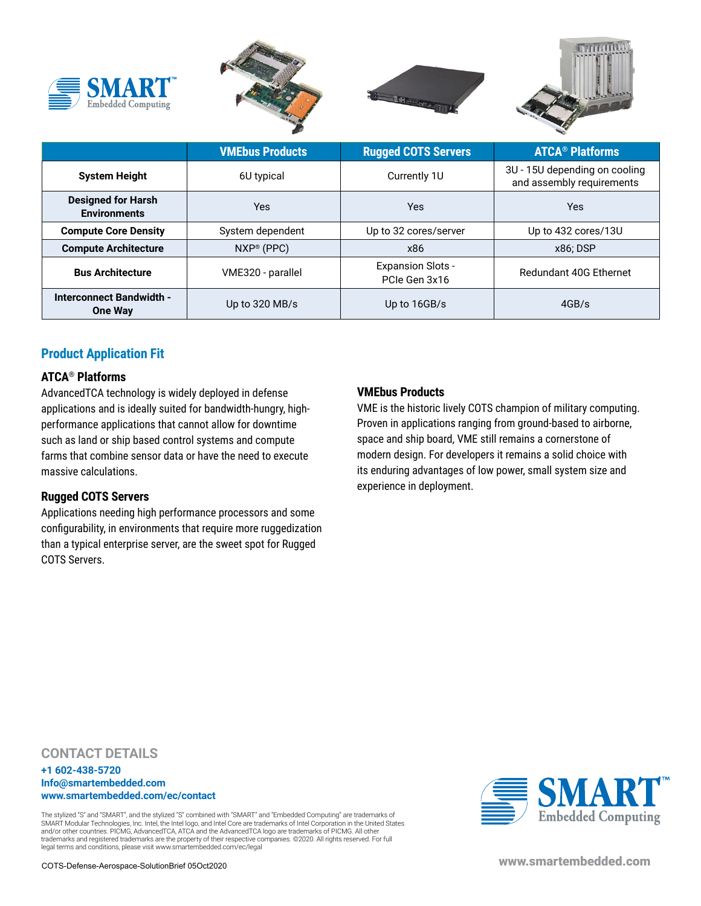| | VMEbus Products | Rugged COTS Servers | ATCA® Platforms |
|---|---|---|---|
| **System Height** | 6U typical | Currently 1U | 3U - 15U depending on cooling and assembly requirements |
| **Designed for Harsh Environments** | Yes | Yes | Yes |
| **Compute Core Density** | System dependent | Up to 32 cores/server | Up to 432 cores/13U |
| **Compute Architecture** | NXP® (PPC) | x86 | x86; DSP |
| **Bus Architecture** | VME320 - parallel | Expansion Slots - PCIe Gen 3x16 | Redundant 40G Ethernet |
| **Interconnect Bandwidth - One Way** | Up to 320 MB/s | Up to 16GB/s | 4GB/s |

## Product Application Fit

### ATCA® Platforms

AdvancedTCA technology is widely deployed in defense applications and is ideally suited for bandwidth-hungry, high-performance applications that cannot allow for downtime such as land or ship based control systems and compute farms that combine sensor data or have the need to execute massive calculations.

### Rugged COTS Servers

Applications needing high performance processors and some configurability, in environments that require more ruggedization than a typical enterprise server, are the sweet spot for Rugged COTS Servers.

### VMEbus Products

VME is the historic lively COTS champion of military computing. Proven in applications ranging from ground-based to airborne, space and ship board, VME still remains a cornerstone of modern design. For developers it remains a solid choice with its enduring advantages of low power, small system size and experience in deployment.

## CONTACT DETAILS

**+1 602-438-5720**
**Info@smartembedded.com**
**www.smartembedded.com/ec/contact**

The stylized "S" and "SMART", and the stylized "S" combined with "SMART" and "Embedded Computing" are trademarks of SMART Modular Technologies, Inc. Intel, the Intel logo, and Intel Core are trademarks of Intel Corporation in the United States and/or other countries. PICMG, AdvancedTCA, ATCA and the AdvancedTCA logo are trademarks of PICMG. All other trademarks and registered trademarks are the property of their respective companies. ©2020. All rights reserved. For full legal terms and conditions, please visit www.smartembedded.com/ec/legal

COTS-Defense-Aerospace-SolutionBrief 05Oct2020

www.smartembedded.com